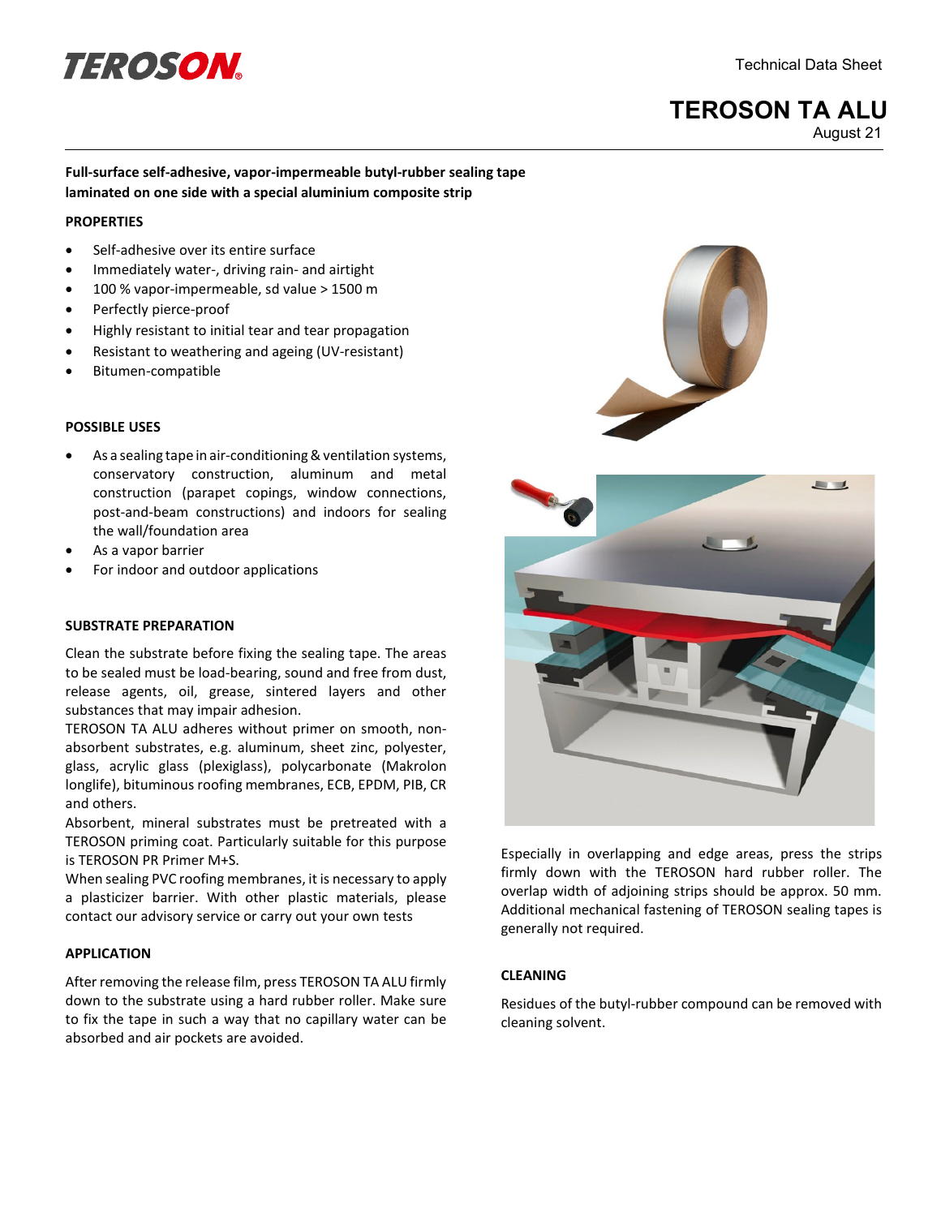Technical Data Sheet

# TEROSON TA ALU

August 21

**Full-surface self-adhesive, vapor-impermeable butyl-rubber sealing tape laminated on one side with a special aluminium composite strip**

## PROPERTIES

- Self-adhesive over its entire surface
- Immediately water-, driving rain- and airtight
- 100 % vapor-impermeable, sd value > 1500 m
- Perfectly pierce-proof
- Highly resistant to initial tear and tear propagation
- Resistant to weathering and ageing (UV-resistant)
- Bitumen-compatible

## POSSIBLE USES

- As a sealing tape in air-conditioning & ventilation systems, conservatory construction, aluminum and metal construction (parapet copings, window connections, post-and-beam constructions) and indoors for sealing the wall/foundation area
- As a vapor barrier
- For indoor and outdoor applications

## SUBSTRATE PREPARATION

Clean the substrate before fixing the sealing tape. The areas to be sealed must be load-bearing, sound and free from dust, release agents, oil, grease, sintered layers and other substances that may impair adhesion.

TEROSON TA ALU adheres without primer on smooth, non-absorbent substrates, e.g. aluminum, sheet zinc, polyester, glass, acrylic glass (plexiglass), polycarbonate (Makrolon longlife), bituminous roofing membranes, ECB, EPDM, PIB, CR and others.

Absorbent, mineral substrates must be pretreated with a TEROSON priming coat. Particularly suitable for this purpose is TEROSON PR Primer M+S.

When sealing PVC roofing membranes, it is necessary to apply a plasticizer barrier. With other plastic materials, please contact our advisory service or carry out your own tests

## APPLICATION

After removing the release film, press TEROSON TA ALU firmly down to the substrate using a hard rubber roller. Make sure to fix the tape in such a way that no capillary water can be absorbed and air pockets are avoided.

Especially in overlapping and edge areas, press the strips firmly down with the TEROSON hard rubber roller. The overlap width of adjoining strips should be approx. 50 mm. Additional mechanical fastening of TEROSON sealing tapes is generally not required.

## CLEANING

Residues of the butyl-rubber compound can be removed with cleaning solvent.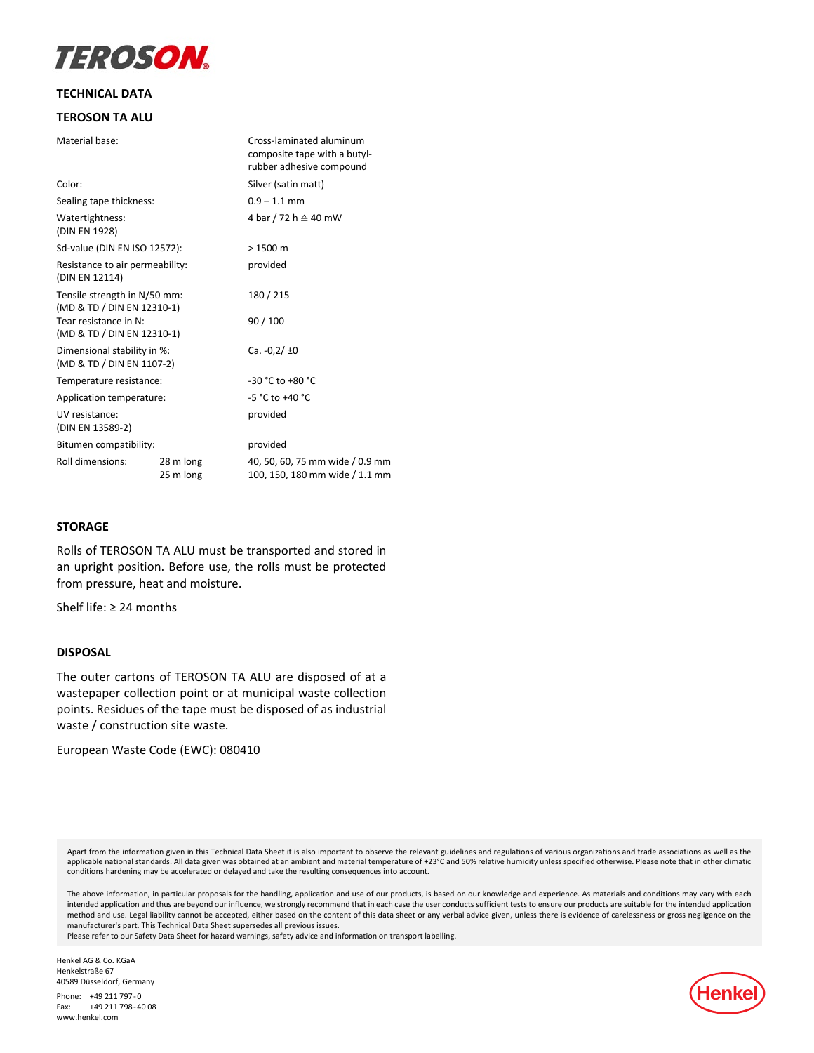TEROSON

## TECHNICAL DATA

### TEROSON TA ALU

| | | |
|---|---|---|
| Material base: | | Cross-laminated aluminum composite tape with a butyl-rubber adhesive compound |
| Color: | | Silver (satin matt) |
| Sealing tape thickness: | | 0.9 – 1.1 mm |
| Watertightness: (DIN EN 1928) | | 4 bar / 72 h ≙ 40 mW |
| Sd-value (DIN EN ISO 12572): | | > 1500 m |
| Resistance to air permeability: (DIN EN 12114) | | provided |
| Tensile strength in N/50 mm: (MD & TD / DIN EN 12310-1) | | 180 / 215 |
| Tear resistance in N: (MD & TD / DIN EN 12310-1) | | 90 / 100 |
| Dimensional stability in %: (MD & TD / DIN EN 1107-2) | | Ca. -0,2/ ±0 |
| Temperature resistance: | | -30 °C to +80 °C |
| Application temperature: | | -5 °C to +40 °C |
| UV resistance: (DIN EN 13589-2) | | provided |
| Bitumen compatibility: | | provided |
| Roll dimensions: | 28 m long | 40, 50, 60, 75 mm wide / 0.9 mm |
| | 25 m long | 100, 150, 180 mm wide / 1.1 mm |

## STORAGE

Rolls of TEROSON TA ALU must be transported and stored in an upright position. Before use, the rolls must be protected from pressure, heat and moisture.

Shelf life: ≥ 24 months

## DISPOSAL

The outer cartons of TEROSON TA ALU are disposed of at a wastepaper collection point or at municipal waste collection points. Residues of the tape must be disposed of as industrial waste / construction site waste.

European Waste Code (EWC): 080410

Apart from the information given in this Technical Data Sheet it is also important to observe the relevant guidelines and regulations of various organizations and trade associations as well as the applicable national standards. All data given was obtained at an ambient and material temperature of +23°C and 50% relative humidity unless specified otherwise. Please note that in other climatic conditions hardening may be accelerated or delayed and take the resulting consequences into account.

The above information, in particular proposals for the handling, application and use of our products, is based on our knowledge and experience. As materials and conditions may vary with each intended application and thus are beyond our influence, we strongly recommend that in each case the user conducts sufficient tests to ensure our products are suitable for the intended application method and use. Legal liability cannot be accepted, either based on the content of this data sheet or any verbal advice given, unless there is evidence of carelessness or gross negligence on the manufacturer's part. This Technical Data Sheet supersedes all previous issues.
Please refer to our Safety Data Sheet for hazard warnings, safety advice and information on transport labelling.

Henkel AG & Co. KGaA
Henkelstraße 67
40589 Düsseldorf, Germany

Phone: +49 211 797-0
Fax: +49 211 798-40 08
www.henkel.com

Henkel